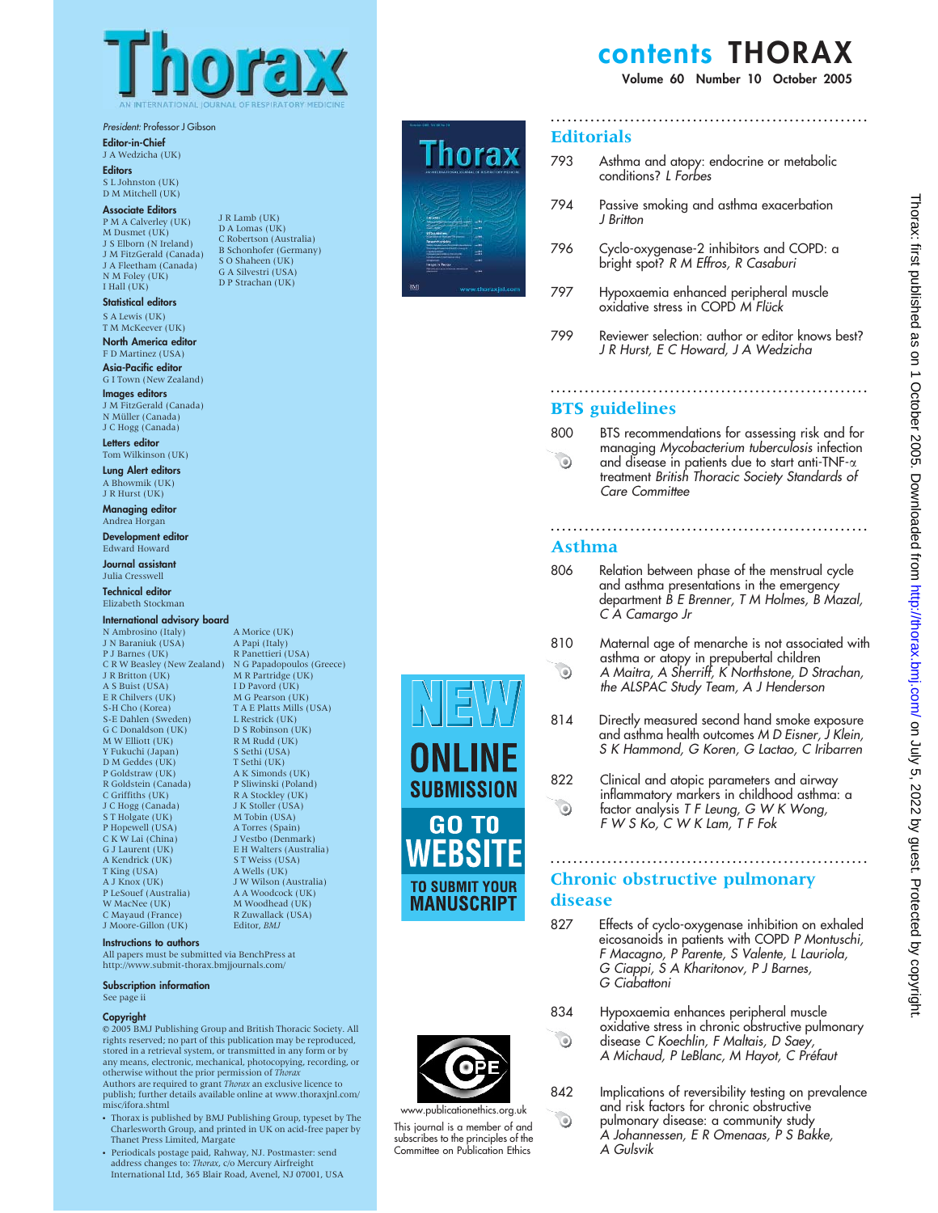# Thorax

AN INTERNATIONAL JOURNAL OF RESPIRATORY MEDICINE

*President:* Professor J Gibson

**Editor-in-Chief**
J A Wedzicha (UK)

**Editors**
S L Johnston (UK)
D M Mitchell (UK)

**Associate Editors**
P M A Calverley (UK)
M Dusmet (UK)
J S Elborn (N Ireland)
J M FitzGerald (Canada)
J A Fleetham (Canada)
N M Foley (UK)
I Hall (UK)
J R Lamb (UK)
D A Lomas (UK)
C Robertson (Australia)
B Schonhofer (Germany)
S O Shaheen (UK)
G A Silvestri (USA)
D P Strachan (UK)

**Statistical editors**
S A Lewis (UK)
T M McKeever (UK)

**North America editor**
F D Martinez (USA)

**Asia-Pacific editor**
G I Town (New Zealand)

**Images editors**
J M FitzGerald (Canada)
N Müller (Canada)
J C Hogg (Canada)

**Letters editor**
Tom Wilkinson (UK)

**Lung Alert editors**
A Bhowmik (UK)
J R Hurst (UK)

**Managing editor**
Andrea Horgan

**Development editor**
Edward Howard

**Journal assistant**
Julia Cresswell

**Technical editor**
Elizabeth Stockman

**International advisory board**
N Ambrosino (Italy)
J N Baraniuk (USA)
P J Barnes (UK)
C R W Beasley (New Zealand)
J R Britton (UK)
A S Buist (USA)
E R Chilvers (UK)
S-H Cho (Korea)
S-E Dahlen (Sweden)
G C Donaldson (UK)
M W Elliott (UK)
Y Fukuchi (Japan)
D M Geddes (UK)
P Goldstraw (UK)
R Goldstein (Canada)
C Griffiths (UK)
J C Hogg (Canada)
S T Holgate (UK)
P Hopewell (USA)
C K W Lai (China)
G J Laurent (UK)
A Kendrick (UK)
T King (USA)
A J Knox (UK)
P LeSouef (Australia)
W MacNee (UK)
C Mayaud (France)
J Moore-Gillon (UK)
A Morice (UK)
A Papi (Italy)
R Panettieri (USA)
N G Papadopoulos (Greece)
M R Partridge (UK)
I D Pavord (UK)
M G Pearson (UK)
T A E Platts Mills (USA)
L Restrick (UK)
D S Robinson (UK)
R M Rudd (UK)
S Sethi (USA)
T Sethi (UK)
A K Simonds (UK)
P Sliwinski (Poland)
R A Stockley (UK)
J K Stoller (USA)
M Tobin (USA)
A Torres (Spain)
J Vestbo (Denmark)
E H Walters (Australia)
S T Weiss (USA)
A Wells (UK)
J W Wilson (Australia)
A A Woodcock (UK)
M Woodhead (UK)
R Zuwallack (USA)
Editor, *BMJ*

**Instructions to authors**
All papers must be submitted via BenchPress at http://www.submit-thorax.bmjjournals.com/

**Subscription information**
See page ii

**Copyright**
© 2005 BMJ Publishing Group and British Thoracic Society. All rights reserved; no part of this publication may be reproduced, stored in a retrieval system, or transmitted in any form or by any means, electronic, mechanical, photocopying, recording, or otherwise without the prior permission of *Thorax*
Authors are required to grant *Thorax* an exclusive licence to publish; further details available online at www.thoraxjnl.com/misc/ifora.shtml

- Thorax is published by BMJ Publishing Group, typeset by The Charlesworth Group, and printed in UK on acid-free paper by Thanet Press Limited, Margate
- Periodicals postage paid, Rahway, NJ. Postmaster: send address changes to: *Thorax*, c/o Mercury Airfreight International Ltd, 365 Blair Road, Avenel, NJ 07001, USA

NEW ONLINE SUBMISSION — GO TO WEBSITE TO SUBMIT YOUR MANUSCRIPT

www.publicationethics.org.uk
This journal is a member of and subscribes to the principles of the Committee on Publication Ethics

# contents THORAX

Volume 60 Number 10 October 2005

## Editorials

793 Asthma and atopy: endocrine or metabolic conditions? *L Forbes*

794 Passive smoking and asthma exacerbation *J Britton*

796 Cyclo-oxygenase-2 inhibitors and COPD: a bright spot? *R M Effros, R Casaburi*

797 Hypoxaemia enhanced peripheral muscle oxidative stress in COPD *M Flück*

799 Reviewer selection: author or editor knows best? *J R Hurst, E C Howard, J A Wedzicha*

## BTS guidelines

800 BTS recommendations for assessing risk and for managing *Mycobacterium tuberculosis* infection and disease in patients due to start anti-TNF-$\alpha$ treatment *British Thoracic Society Standards of Care Committee*

## Asthma

806 Relation between phase of the menstrual cycle and asthma presentations in the emergency department *B E Brenner, T M Holmes, B Mazal, C A Camargo Jr*

810 Maternal age of menarche is not associated with asthma or atopy in prepubertal children *A Maitra, A Sherriff, K Northstone, D Strachan, the ALSPAC Study Team, A J Henderson*

814 Directly measured second hand smoke exposure and asthma health outcomes *M D Eisner, J Klein, S K Hammond, G Koren, G Lactao, C Iribarren*

822 Clinical and atopic parameters and airway inflammatory markers in childhood asthma: a factor analysis *T F Leung, G W K Wong, F W S Ko, C W K Lam, T F Fok*

## Chronic obstructive pulmonary disease

827 Effects of cyclo-oxygenase inhibition on exhaled eicosanoids in patients with COPD *P Montuschi, F Macagno, P Parente, S Valente, L Lauriola, G Ciappi, S A Kharitonov, P J Barnes, G Ciabattoni*

834 Hypoxaemia enhances peripheral muscle oxidative stress in chronic obstructive pulmonary disease *C Koechlin, F Maltais, D Saey, A Michaud, P LeBlanc, M Hayot, C Préfaut*

842 Implications of reversibility testing on prevalence and risk factors for chronic obstructive pulmonary disease: a community study *A Johannessen, E R Omenaas, P S Bakke, A Gulsvik*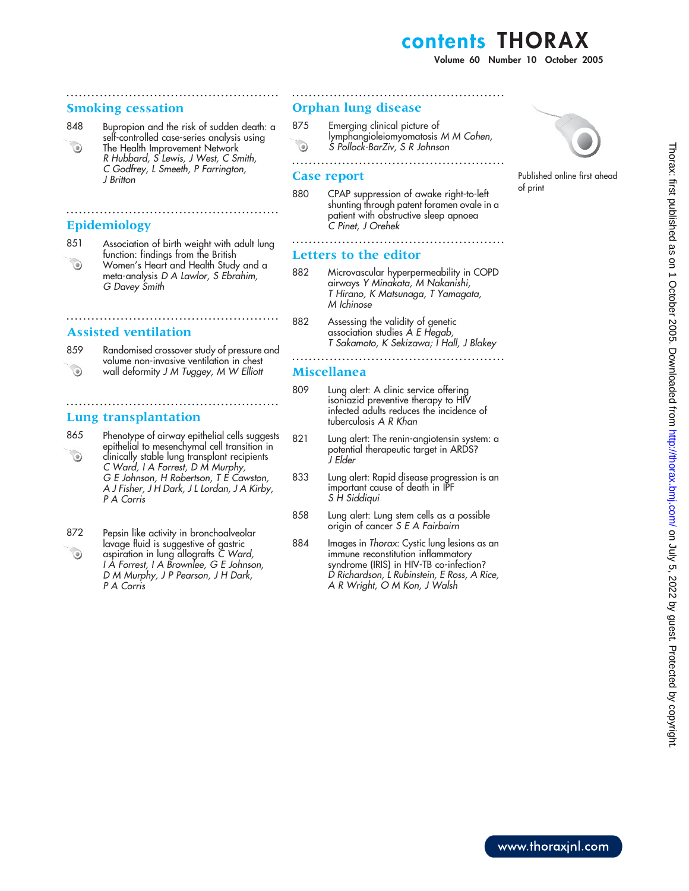# contents THORAX

Volume 60 Number 10 October 2005

## Smoking cessation

848 Bupropion and the risk of sudden death: a self-controlled case-series analysis using The Health Improvement Network *R Hubbard, S Lewis, J West, C Smith, C Godfrey, L Smeeth, P Farrington, J Britton*

## Epidemiology

851 Association of birth weight with adult lung function: findings from the British Women's Heart and Health Study and a meta-analysis *D A Lawlor, S Ebrahim, G Davey Smith*

## Assisted ventilation

859 Randomised crossover study of pressure and volume non-invasive ventilation in chest wall deformity *J M Tuggey, M W Elliott*

## Lung transplantation

865 Phenotype of airway epithelial cells suggests epithelial to mesenchymal cell transition in clinically stable lung transplant recipients *C Ward, I A Forrest, D M Murphy, G E Johnson, H Robertson, T E Cawston, A J Fisher, J H Dark, J L Lordan, J A Kirby, P A Corris*

872 Pepsin like activity in bronchoalveolar lavage fluid is suggestive of gastric aspiration in lung allografts *C Ward, I A Forrest, I A Brownlee, G E Johnson, D M Murphy, J P Pearson, J H Dark, P A Corris*

## Orphan lung disease

875 Emerging clinical picture of lymphangioleiomyomatosis *M M Cohen, S Pollock-BarZiv, S R Johnson*

## Case report

880 CPAP suppression of awake right-to-left shunting through patent foramen ovale in a patient with obstructive sleep apnoea *C Pinet, J Orehek*

## Letters to the editor

882 Microvascular hyperpermeability in COPD airways *Y Minakata, M Nakanishi, T Hirano, K Matsunaga, T Yamagata, M Ichinose*

882 Assessing the validity of genetic association studies *A E Hegab, T Sakamoto, K Sekizawa; I Hall, J Blakey*

## Miscellanea

809 Lung alert: A clinic service offering isoniazid preventive therapy to HIV infected adults reduces the incidence of tuberculosis *A R Khan*

821 Lung alert: The renin-angiotensin system: a potential therapeutic target in ARDS? *J Elder*

833 Lung alert: Rapid disease progression is an important cause of death in IPF *S H Siddiqui*

858 Lung alert: Lung stem cells as a possible origin of cancer *S E A Fairbairn*

884 Images in *Thorax*: Cystic lung lesions as an immune reconstitution inflammatory syndrome (IRIS) in HIV-TB co-infection? *D Richardson, L Rubinstein, E Ross, A Rice, A R Wright, O M Kon, J Walsh*

Published online first ahead of print

www.thoraxjnl.com